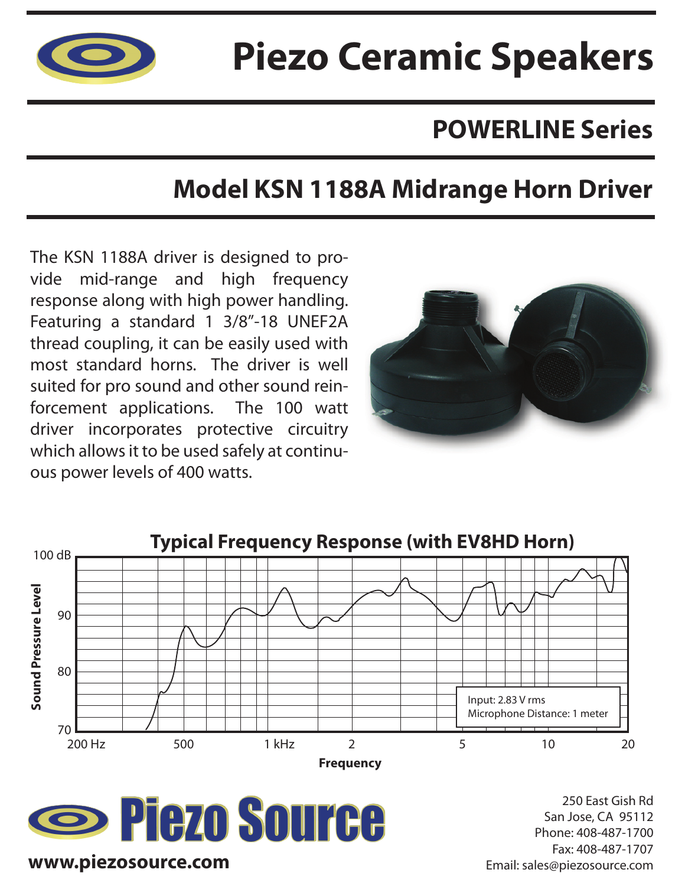# Piezo Ceramic Speakers

## POWERLINE Series

## Model KSN 1188A Midrange Horn Driver

The KSN 1188A driver is designed to provide mid-range and high frequency response along with high power handling. Featuring a standard 1 3/8″-18 UNEF2A thread coupling, it can be easily used with most standard horns. The driver is well suited for pro sound and other sound reinforcement applications. The 100 watt driver incorporates protective circuitry which allows it to be used safely at continuous power levels of 400 watts.

**Typical Frequency Response (with EV8HD Horn)**

Sound Pressure Level: 100 dB, 90, 80, 70

Frequency: 200 Hz, 500, 1 kHz, 2, 5, 10, 20

Input: 2.83 V rms
Microphone Distance: 1 meter

**Piezo Source**

**www.piezosource.com**

250 East Gish Rd
San Jose, CA 95112
Phone: 408-487-1700
Fax: 408-487-1707
Email: sales@piezosource.com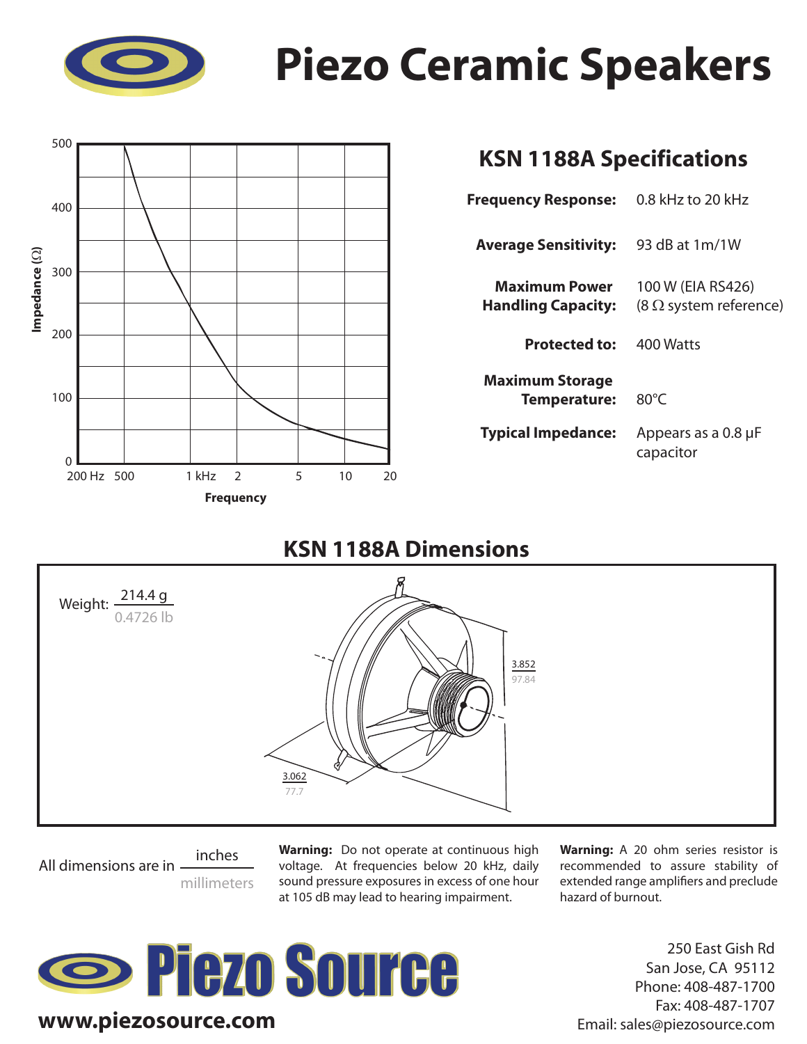# Piezo Ceramic Speakers

Impedance (Ω)

500
400
300
200
100
0

200 Hz 500 1 kHz 2 5 10 20

Frequency

## KSN 1188A Specifications

| | |
|---|---|
| **Frequency Response:** | 0.8 kHz to 20 kHz |
| **Average Sensitivity:** | 93 dB at 1m/1W |
| **Maximum Power Handling Capacity:** | 100 W (EIA RS426) (8 Ω system reference) |
| **Protected to:** | 400 Watts |
| **Maximum Storage Temperature:** | 80°C |
| **Typical Impedance:** | Appears as a 0.8 μF capacitor |

## KSN 1188A Dimensions

Weight: 214.4 g / 0.4726 lb

3.852 / 97.84

3.062 / 77.7

All dimensions are in inches / millimeters

**Warning:** Do not operate at continuous high voltage. At frequencies below 20 kHz, daily sound pressure exposures in excess of one hour at 105 dB may lead to hearing impairment.

**Warning:** A 20 ohm series resistor is recommended to assure stability of extended range amplifiers and preclude hazard of burnout.

**Piezo Source**

**www.piezosource.com**

250 East Gish Rd
San Jose, CA 95112
Phone: 408-487-1700
Fax: 408-487-1707
Email: sales@piezosource.com